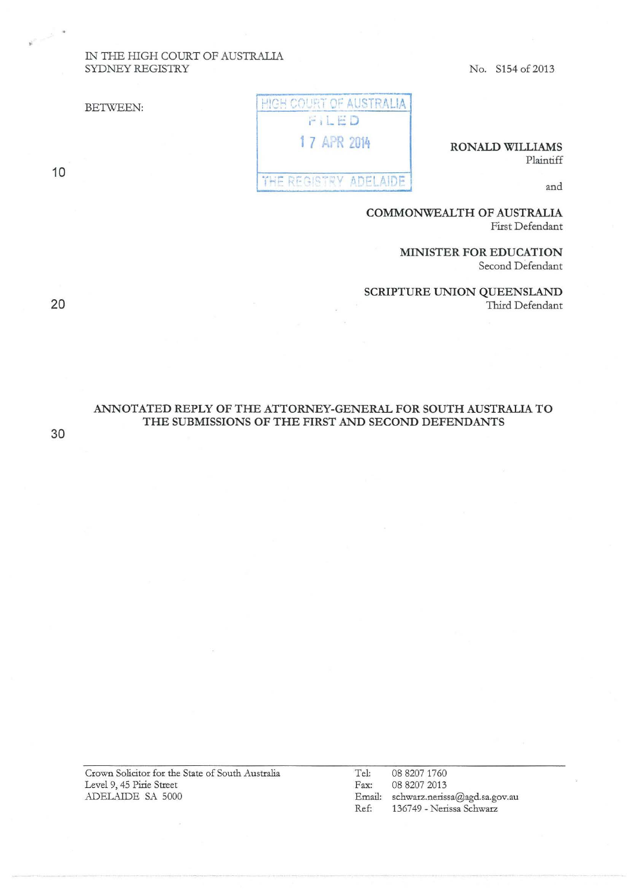IN THE HIGH COURT OF AUSTRALIA
SYDNEY REGISTRY

No. S154 of 2013

HIGH COURT OF AUSTRALIA
FILED
17 APR 2014
THE REGISTRY ADELAIDE

BETWEEN:

**RONALD WILLIAMS**
Plaintiff

and

**COMMONWEALTH OF AUSTRALIA**
First Defendant

**MINISTER FOR EDUCATION**
Second Defendant

**SCRIPTURE UNION QUEENSLAND**
Third Defendant

## ANNOTATED REPLY OF THE ATTORNEY-GENERAL FOR SOUTH AUSTRALIA TO THE SUBMISSIONS OF THE FIRST AND SECOND DEFENDANTS

Crown Solicitor for the State of South Australia
Level 9, 45 Pirie Street
ADELAIDE SA 5000

Tel: 08 8207 1760
Fax: 08 8207 2013
Email: schwarz.nerissa@agd.sa.gov.au
Ref: 136749 - Nerissa Schwarz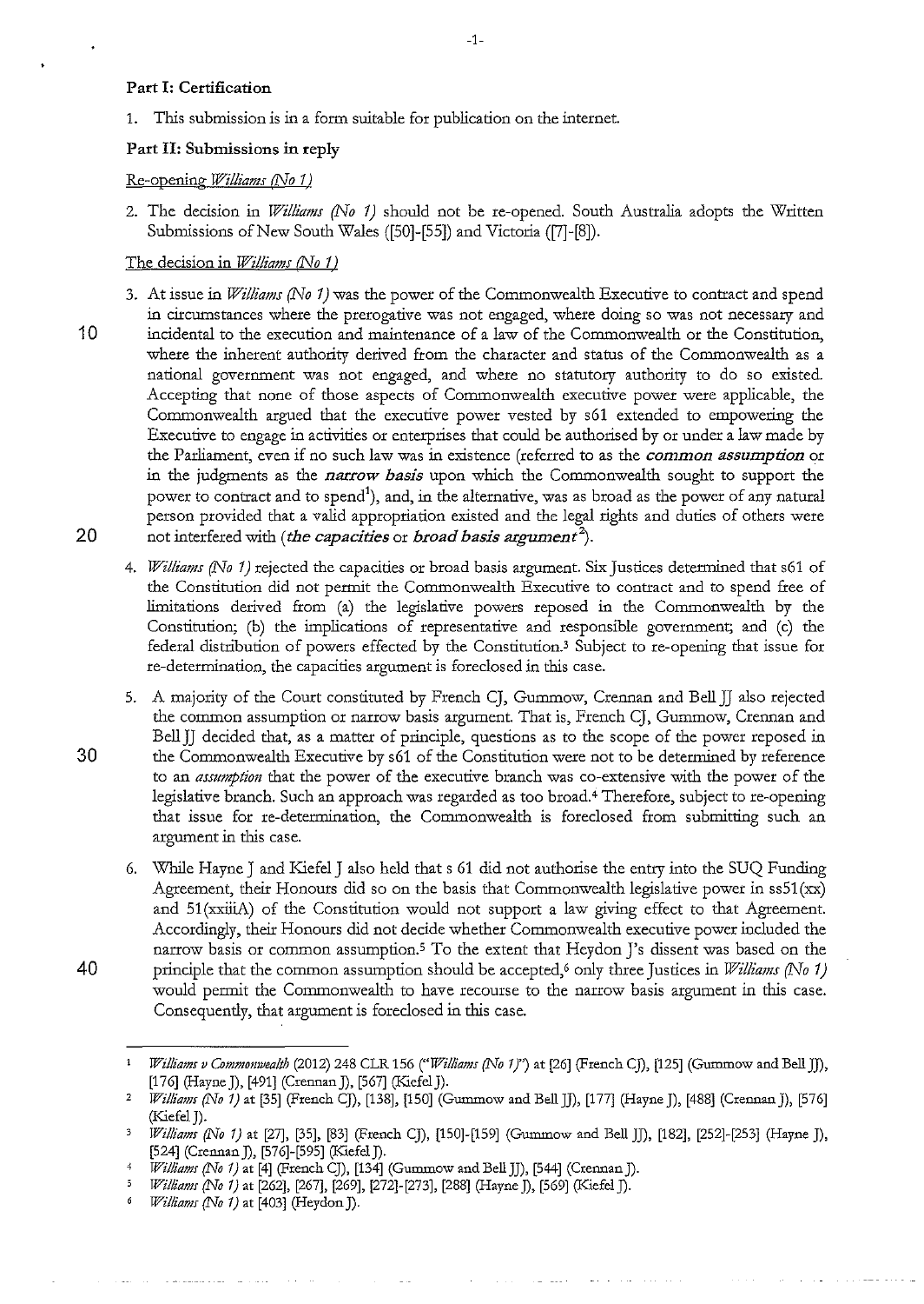**Part I: Certification**

1. This submission is in a form suitable for publication on the internet.

**Part II: Submissions in reply**

Re-opening *Williams (No 1)*

2. The decision in *Williams (No 1)* should not be re-opened. South Australia adopts the Written Submissions of New South Wales ([50]-[55]) and Victoria ([7]-[8]).

The decision in *Williams (No 1)*

3. At issue in *Williams (No 1)* was the power of the Commonwealth Executive to contract and spend in circumstances where the prerogative was not engaged, where doing so was not necessary and incidental to the execution and maintenance of a law of the Commonwealth or the Constitution, where the inherent authority derived from the character and status of the Commonwealth as a national government was not engaged, and where no statutory authority to do so existed. Accepting that none of those aspects of Commonwealth executive power were applicable, the Commonwealth argued that the executive power vested by s61 extended to empowering the Executive to engage in activities or enterprises that could be authorised by or under a law made by the Parliament, even if no such law was in existence (referred to as the ***common assumption*** or in the judgments as the ***narrow basis*** upon which the Commonwealth sought to support the power to contract and to spend[1]), and, in the alternative, was as broad as the power of any natural person provided that a valid appropriation existed and the legal rights and duties of others were not interfered with (***the capacities*** or ***broad basis argument***[2]).

4. *Williams (No 1)* rejected the capacities or broad basis argument. Six Justices determined that s61 of the Constitution did not permit the Commonwealth Executive to contract and to spend free of limitations derived from (a) the legislative powers reposed in the Commonwealth by the Constitution; (b) the implications of representative and responsible government; and (c) the federal distribution of powers effected by the Constitution.[3] Subject to re-opening that issue for re-determination, the capacities argument is foreclosed in this case.

5. A majority of the Court constituted by French CJ, Gummow, Crennan and Bell JJ also rejected the common assumption or narrow basis argument. That is, French CJ, Gummow, Crennan and Bell JJ decided that, as a matter of principle, questions as to the scope of the power reposed in the Commonwealth Executive by s61 of the Constitution were not to be determined by reference to an *assumption* that the power of the executive branch was co-extensive with the power of the legislative branch. Such an approach was regarded as too broad.[4] Therefore, subject to re-opening that issue for re-determination, the Commonwealth is foreclosed from submitting such an argument in this case.

6. While Hayne J and Kiefel J also held that s 61 did not authorise the entry into the SUQ Funding Agreement, their Honours did so on the basis that Commonwealth legislative power in ss51(xx) and 51(xxiiiA) of the Constitution would not support a law giving effect to that Agreement. Accordingly, their Honours did not decide whether Commonwealth executive power included the narrow basis or common assumption.[5] To the extent that Heydon J's dissent was based on the principle that the common assumption should be accepted,[6] only three Justices in *Williams (No 1)* would permit the Commonwealth to have recourse to the narrow basis argument in this case. Consequently, that argument is foreclosed in this case.

---

1. *Williams v Commonwealth* (2012) 248 CLR 156 ("*Williams (No 1)*") at [26] (French CJ), [125] (Gummow and Bell JJ), [176] (Hayne J), [491] (Crennan J), [567] (Kiefel J).
2. *Williams (No 1)* at [35] (French CJ), [138], [150] (Gummow and Bell JJ), [177] (Hayne J), [488] (Crennan J), [576] (Kiefel J).
3. *Williams (No 1)* at [27], [35], [83] (French CJ), [150]-[159] (Gummow and Bell JJ), [182], [252]-[253] (Hayne J), [524] (Crennan J), [576]-[595] (Kiefel J).
4. *Williams (No 1)* at [4] (French CJ), [134] (Gummow and Bell JJ), [544] (Crennan J).
5. *Williams (No 1)* at [262], [267], [269], [272]-[273], [288] (Hayne J), [569] (Kiefel J).
6. *Williams (No 1)* at [403] (Heydon J).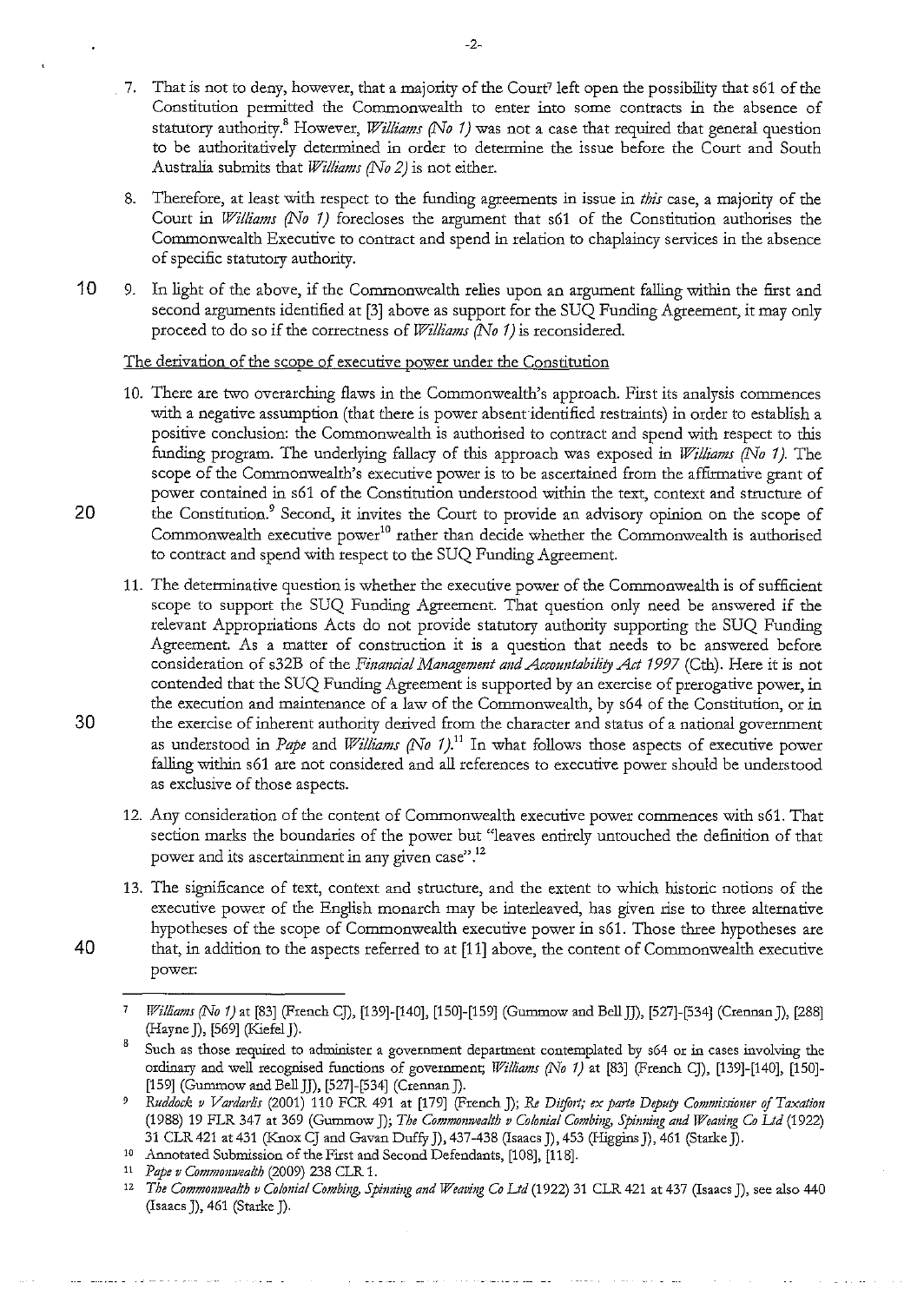7. That is not to deny, however, that a majority of the Court[7] left open the possibility that s61 of the Constitution permitted the Commonwealth to enter into some contracts in the absence of statutory authority.[8] However, *Williams (No 1)* was not a case that required that general question to be authoritatively determined in order to determine the issue before the Court and South Australia submits that *Williams (No 2)* is not either.

8. Therefore, at least with respect to the funding agreements in issue in *this* case, a majority of the Court in *Williams (No 1)* forecloses the argument that s61 of the Constitution authorises the Commonwealth Executive to contract and spend in relation to chaplaincy services in the absence of specific statutory authority.

9. In light of the above, if the Commonwealth relies upon an argument falling within the first and second arguments identified at [3] above as support for the SUQ Funding Agreement, it may only proceed to do so if the correctness of *Williams (No 1)* is reconsidered.

<u>The derivation of the scope of executive power under the Constitution</u>

10. There are two overarching flaws in the Commonwealth's approach. First its analysis commences with a negative assumption (that there is power absent identified restraints) in order to establish a positive conclusion: the Commonwealth is authorised to contract and spend with respect to this funding program. The underlying fallacy of this approach was exposed in *Williams (No 1)*. The scope of the Commonwealth's executive power is to be ascertained from the affirmative grant of power contained in s61 of the Constitution understood within the text, context and structure of the Constitution.[9] Second, it invites the Court to provide an advisory opinion on the scope of Commonwealth executive power[10] rather than decide whether the Commonwealth is authorised to contract and spend with respect to the SUQ Funding Agreement.

11. The determinative question is whether the executive power of the Commonwealth is of sufficient scope to support the SUQ Funding Agreement. That question only need be answered if the relevant Appropriations Acts do not provide statutory authority supporting the SUQ Funding Agreement. As a matter of construction it is a question that needs to be answered before consideration of s32B of the *Financial Management and Accountability Act 1997* (Cth). Here it is not contended that the SUQ Funding Agreement is supported by an exercise of prerogative power, in the execution and maintenance of a law of the Commonwealth, by s64 of the Constitution, or in the exercise of inherent authority derived from the character and status of a national government as understood in *Pape* and *Williams (No 1)*.[11] In what follows those aspects of executive power falling within s61 are not considered and all references to executive power should be understood as exclusive of those aspects.

12. Any consideration of the content of Commonwealth executive power commences with s61. That section marks the boundaries of the power but "leaves entirely untouched the definition of that power and its ascertainment in any given case".[12]

13. The significance of text, context and structure, and the extent to which historic notions of the executive power of the English monarch may be interleaved, has given rise to three alternative hypotheses of the scope of Commonwealth executive power in s61. Those three hypotheses are that, in addition to the aspects referred to at [11] above, the content of Commonwealth executive power:

---

[7] *Williams (No 1)* at [83] (French CJ), [139]-[140], [150]-[159] (Gummow and Bell JJ), [527]-[534] (Crennan J), [288] (Hayne J), [569] (Kiefel J).

[8] Such as those required to administer a government department contemplated by s64 or in cases involving the ordinary and well recognised functions of government; *Williams (No 1)* at [83] (French CJ), [139]-[140], [150]-[159] (Gummow and Bell JJ), [527]-[534] (Crennan J).

[9] *Ruddock v Vardarlis* (2001) 110 FCR 491 at [179] (French J); *Re Ditfort; ex parte Deputy Commissioner of Taxation* (1988) 19 FLR 347 at 369 (Gummow J); *The Commonwealth v Colonial Combing, Spinning and Weaving Co Ltd* (1922) 31 CLR 421 at 431 (Knox CJ and Gavan Duffy J), 437-438 (Isaacs J), 453 (Higgins J), 461 (Starke J).

[10] Annotated Submission of the First and Second Defendants, [108], [118].

[11] *Pape v Commonwealth* (2009) 238 CLR 1.

[12] *The Commonwealth v Colonial Combing, Spinning and Weaving Co Ltd* (1922) 31 CLR 421 at 437 (Isaacs J), see also 440 (Isaacs J), 461 (Starke J).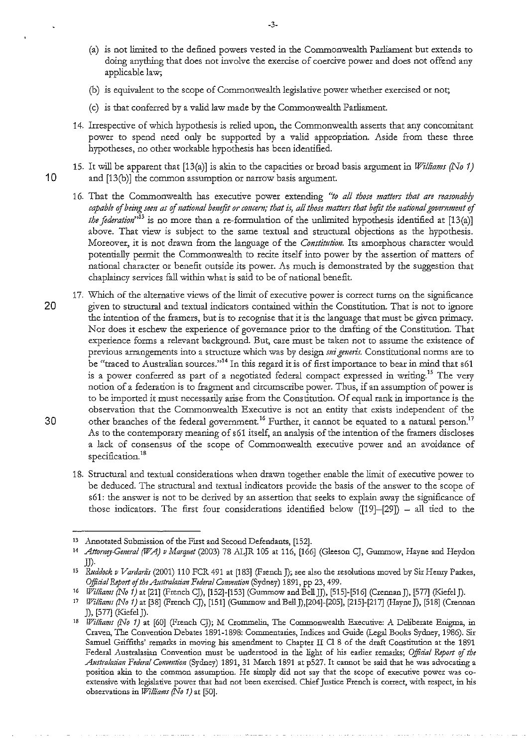(a) is not limited to the defined powers vested in the Commonwealth Parliament but extends to doing anything that does not involve the exercise of coercive power and does not offend any applicable law;

(b) is equivalent to the scope of Commonwealth legislative power whether exercised or not;

(c) is that conferred by a valid law made by the Commonwealth Parliament.

14. Irrespective of which hypothesis is relied upon, the Commonwealth asserts that any concomitant power to spend need only be supported by a valid appropriation. Aside from these three hypotheses, no other workable hypothesis has been identified.

15. It will be apparent that [13(a)] is akin to the capacities or broad basis argument in *Williams (No 1)* and [13(b)] the common assumption or narrow basis argument.

16. That the Commonwealth has executive power extending *"to all those matters that are reasonably capable of being seen as of national benefit or concern; that is, all those matters that befit the national government of the federation"*[13] is no more than a re-formulation of the unlimited hypothesis identified at [13(a)] above. That view is subject to the same textual and structural objections as the hypothesis. Moreover, it is not drawn from the language of the *Constitution*. Its amorphous character would potentially permit the Commonwealth to recite itself into power by the assertion of matters of national character or benefit outside its power. As much is demonstrated by the suggestion that chaplaincy services fall within what is said to be of national benefit.

17. Which of the alternative views of the limit of executive power is correct turns on the significance given to structural and textual indicators contained within the Constitution. That is not to ignore the intention of the framers, but is to recognise that it is the language that must be given primacy. Nor does it eschew the experience of governance prior to the drafting of the Constitution. That experience forms a relevant background. But, care must be taken not to assume the existence of previous arrangements into a structure which was by design *sui generis*. Constitutional norms are to be "traced to Australian sources."[14] In this regard it is of first importance to bear in mind that s61 is a power conferred as part of a negotiated federal compact expressed in writing.[15] The very notion of a federation is to fragment and circumscribe power. Thus, if an assumption of power is to be imported it must necessarily arise from the Constitution. Of equal rank in importance is the observation that the Commonwealth Executive is not an entity that exists independent of the other branches of the federal government.[16] Further, it cannot be equated to a natural person.[17] As to the contemporary meaning of s61 itself, an analysis of the intention of the framers discloses a lack of consensus of the scope of Commonwealth executive power and an avoidance of specification.[18]

18. Structural and textual considerations when drawn together enable the limit of executive power to be deduced. The structural and textual indicators provide the basis of the answer to the scope of s61: the answer is not to be derived by an assertion that seeks to explain away the significance of those indicators. The first four considerations identified below ([19]–[29]) – all tied to the

---

[13] Annotated Submission of the First and Second Defendants, [152].

[14] *Attorney-General (WA) v Marquet* (2003) 78 ALJR 105 at 116, [166] (Gleeson CJ, Gummow, Hayne and Heydon JJ).

[15] *Ruddock v Vardarlis* (2001) 110 FCR 491 at [183] (French J); see also the resolutions moved by Sir Henry Parkes, *Official Report of the Australasian Federal Convention* (Sydney) 1891, pp 23, 499.

[16] *Williams (No 1)* at [21] (French CJ), [152]-[153] (Gummow and Bell JJ), [515]-[516] (Crennan J), [577] (Kiefel J).

[17] *Williams (No 1)* at [38] (French CJ), [151] (Gummow and Bell J),[204]-[205], [215]-[217] (Hayne J), [518] (Crennan J), [577] (Kiefel J).

[18] *Williams (No 1)* at [60] (French CJ); M Crommelin, The Commonwealth Executive: A Deliberate Enigma, in Craven, The Convention Debates 1891-1898: Commentaries, Indices and Guide (Legal Books Sydney, 1986). Sir Samuel Griffiths' remarks in moving his amendment to Chapter II Cl 8 of the draft Constitution at the 1891 Federal Australasian Convention must be understood in the light of his earlier remarks; *Official Report of the Australasian Federal Convention* (Sydney) 1891, 31 March 1891 at p527. It cannot be said that he was advocating a position akin to the common assumption. He simply did not say that the scope of executive power was co-extensive with legislative power that had not been exercised. Chief Justice French is correct, with respect, in his observations in *Williams (No 1)* at [50].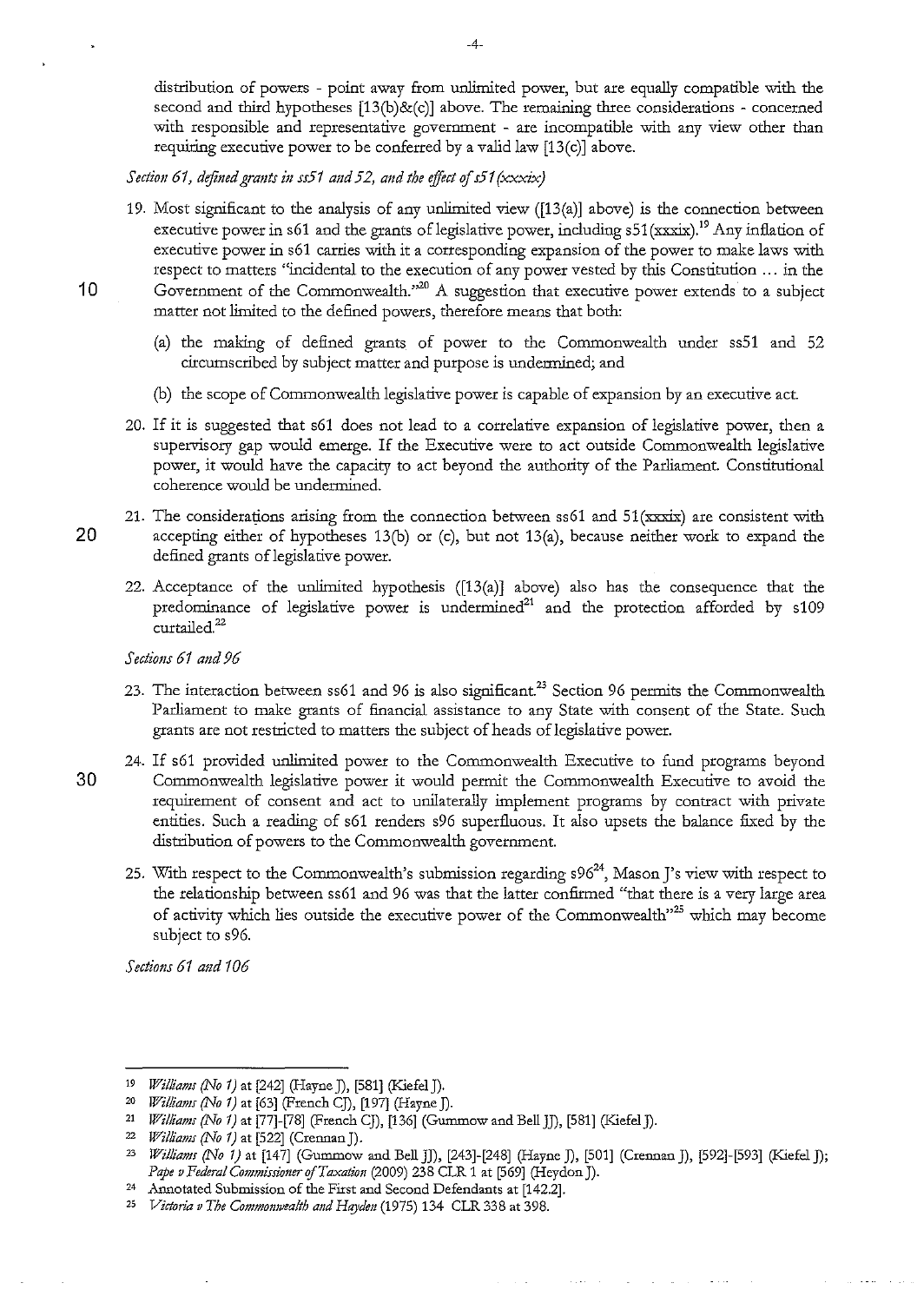distribution of powers - point away from unlimited power, but are equally compatible with the second and third hypotheses [13(b)&(c)] above. The remaining three considerations - concerned with responsible and representative government - are incompatible with any view other than requiring executive power to be conferred by a valid law [13(c)] above.

*Section 61, defined grants in ss51 and 52, and the effect of s51(xxxix)*

19. Most significant to the analysis of any unlimited view ([13(a)] above) is the connection between executive power in s61 and the grants of legislative power, including s51(xxxix).[19] Any inflation of executive power in s61 carries with it a corresponding expansion of the power to make laws with respect to matters "incidental to the execution of any power vested by this Constitution ... in the Government of the Commonwealth."[20] A suggestion that executive power extends to a subject matter not limited to the defined powers, therefore means that both:

    (a) the making of defined grants of power to the Commonwealth under ss51 and 52 circumscribed by subject matter and purpose is undermined; and

    (b) the scope of Commonwealth legislative power is capable of expansion by an executive act.

20. If it is suggested that s61 does not lead to a correlative expansion of legislative power, then a supervisory gap would emerge. If the Executive were to act outside Commonwealth legislative power, it would have the capacity to act beyond the authority of the Parliament. Constitutional coherence would be undermined.

21. The considerations arising from the connection between ss61 and 51(xxxix) are consistent with accepting either of hypotheses 13(b) or (c), but not 13(a), because neither work to expand the defined grants of legislative power.

22. Acceptance of the unlimited hypothesis ([13(a)] above) also has the consequence that the predominance of legislative power is undermined[21] and the protection afforded by s109 curtailed.[22]

*Sections 61 and 96*

23. The interaction between ss61 and 96 is also significant.[23] Section 96 permits the Commonwealth Parliament to make grants of financial assistance to any State with consent of the State. Such grants are not restricted to matters the subject of heads of legislative power.

24. If s61 provided unlimited power to the Commonwealth Executive to fund programs beyond Commonwealth legislative power it would permit the Commonwealth Executive to avoid the requirement of consent and act to unilaterally implement programs by contract with private entities. Such a reading of s61 renders s96 superfluous. It also upsets the balance fixed by the distribution of powers to the Commonwealth government.

25. With respect to the Commonwealth's submission regarding s96[24], Mason J's view with respect to the relationship between ss61 and 96 was that the latter confirmed "that there is a very large area of activity which lies outside the executive power of the Commonwealth"[25] which may become subject to s96.

*Sections 61 and 106*

---

[19] *Williams (No 1)* at [242] (Hayne J), [581] (Kiefel J).

[20] *Williams (No 1)* at [63] (French CJ), [197] (Hayne J).

[21] *Williams (No 1)* at [77]-[78] (French CJ), [136] (Gummow and Bell JJ), [581] (Kiefel J).

[22] *Williams (No 1)* at [522] (Crennan J).

[23] *Williams (No 1)* at [147] (Gummow and Bell JJ), [243]-[248] (Hayne J), [501] (Crennan J), [592]-[593] (Kiefel J); *Pape v Federal Commissioner of Taxation* (2009) 238 CLR 1 at [569] (Heydon J).

[24] Annotated Submission of the First and Second Defendants at [142.2].

[25] *Victoria v The Commonwealth and Hayden* (1975) 134 CLR 338 at 398.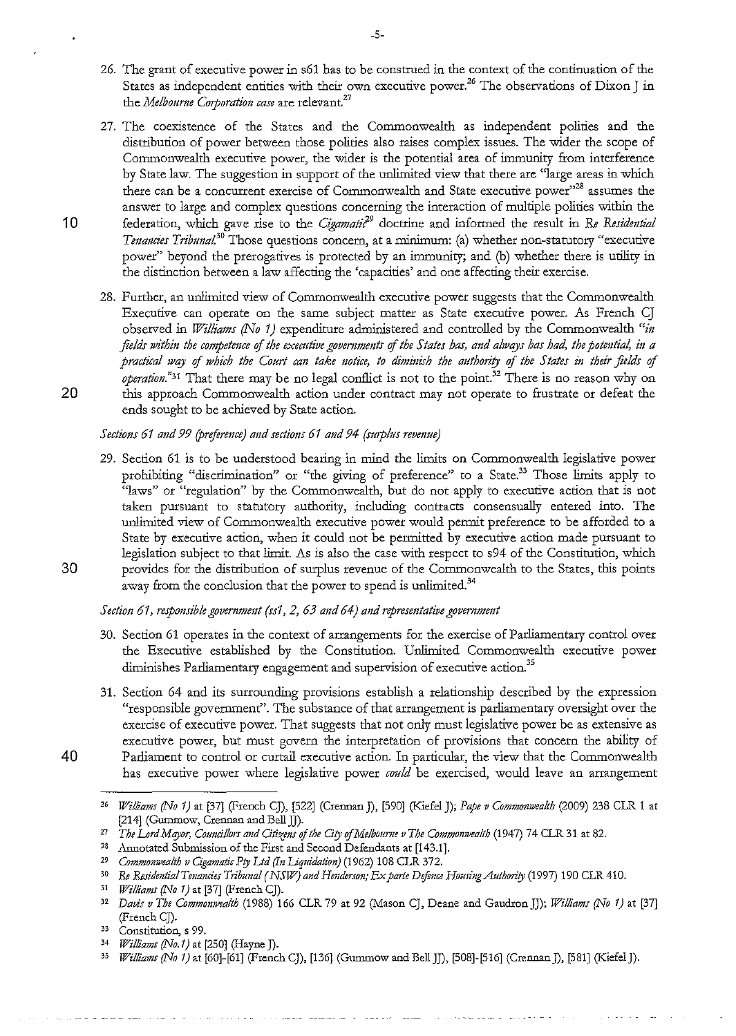26. The grant of executive power in s61 has to be construed in the context of the continuation of the States as independent entities with their own executive power.[26] The observations of Dixon J in the *Melbourne Corporation case* are relevant.[27]

27. The coexistence of the States and the Commonwealth as independent polities and the distribution of power between those polities also raises complex issues. The wider the scope of Commonwealth executive power, the wider is the potential area of immunity from interference by State law. The suggestion in support of the unlimited view that there are "large areas in which there can be a concurrent exercise of Commonwealth and State executive power"[28] assumes the answer to large and complex questions concerning the interaction of multiple polities within the federation, which gave rise to the *Cigamatic*[29] doctrine and informed the result in *Re Residential Tenancies Tribunal*.[30] Those questions concern, at a minimum: (a) whether non-statutory "executive power" beyond the prerogatives is protected by an immunity; and (b) whether there is utility in the distinction between a law affecting the 'capacities' and one affecting their exercise.

28. Further, an unlimited view of Commonwealth executive power suggests that the Commonwealth Executive can operate on the same subject matter as State executive power. As French CJ observed in *Williams (No 1)* expenditure administered and controlled by the Commonwealth *"in fields within the competence of the executive governments of the States has, and always has had, the potential, in a practical way of which the Court can take notice, to diminish the authority of the States in their fields of operation."*[31] That there may be no legal conflict is not to the point.[32] There is no reason why on this approach Commonwealth action under contract may not operate to frustrate or defeat the ends sought to be achieved by State action.

*Sections 61 and 99 (preference) and sections 61 and 94 (surplus revenue)*

29. Section 61 is to be understood bearing in mind the limits on Commonwealth legislative power prohibiting "discrimination" or "the giving of preference" to a State.[33] Those limits apply to "laws" or "regulation" by the Commonwealth, but do not apply to executive action that is not taken pursuant to statutory authority, including contracts consensually entered into. The unlimited view of Commonwealth executive power would permit preference to be afforded to a State by executive action, when it could not be permitted by executive action made pursuant to legislation subject to that limit. As is also the case with respect to s94 of the Constitution, which provides for the distribution of surplus revenue of the Commonwealth to the States, this points away from the conclusion that the power to spend is unlimited.[34]

*Section 61, responsible government (ss1, 2, 63 and 64) and representative government*

30. Section 61 operates in the context of arrangements for the exercise of Parliamentary control over the Executive established by the Constitution. Unlimited Commonwealth executive power diminishes Parliamentary engagement and supervision of executive action.[35]

31. Section 64 and its surrounding provisions establish a relationship described by the expression "responsible government". The substance of that arrangement is parliamentary oversight over the exercise of executive power. That suggests that not only must legislative power be as extensive as executive power, but must govern the interpretation of provisions that concern the ability of Parliament to control or curtail executive action. In particular, the view that the Commonwealth has executive power where legislative power *could* be exercised, would leave an arrangement

---

[26] *Williams (No 1)* at [37] (French CJ), [522] (Crennan J), [590] (Kiefel J); *Pape v Commonwealth* (2009) 238 CLR 1 at [214] (Gummow, Crennan and Bell JJ).

[27] *The Lord Mayor, Councillors and Citizens of the City of Melbourne v The Commonwealth* (1947) 74 CLR 31 at 82.

[28] Annotated Submission of the First and Second Defendants at [143.1].

[29] *Commonwealth v Cigamatic Pty Ltd (In Liquidation)* (1962) 108 CLR 372.

[30] *Re Residential Tenancies Tribunal (NSW) and Henderson; Ex parte Defence Housing Authority* (1997) 190 CLR 410.

[31] *Williams (No 1)* at [37] (French CJ).

[32] *Davis v The Commonwealth* (1988) 166 CLR 79 at 92 (Mason CJ, Deane and Gaudron JJ); *Williams (No 1)* at [37] (French CJ).

[33] Constitution, s 99.

[34] *Williams (No.1)* at [250] (Hayne J).

[35] *Williams (No 1)* at [60]-[61] (French CJ), [136] (Gummow and Bell JJ), [508]-[516] (Crennan J), [581] (Kiefel J).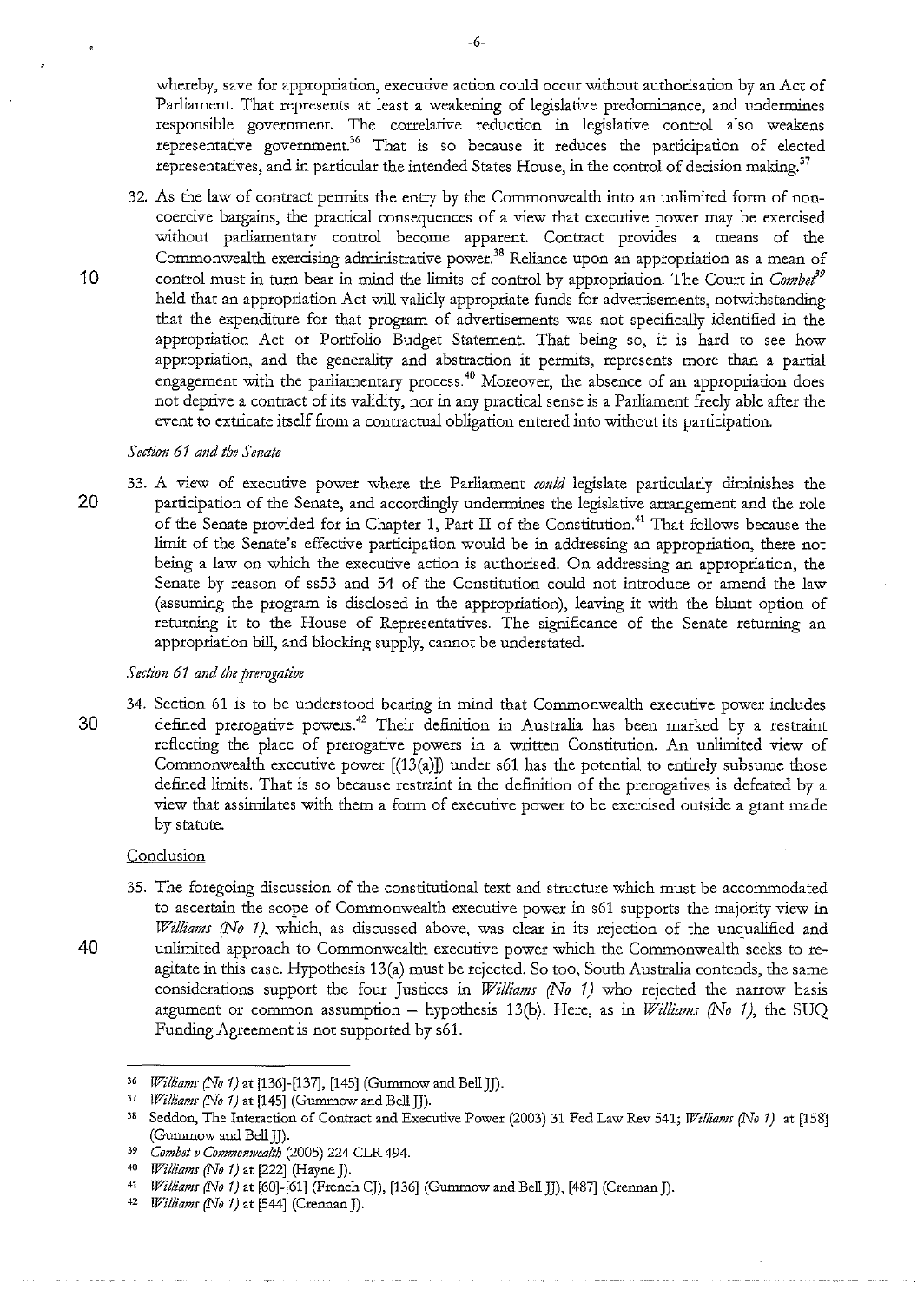whereby, save for appropriation, executive action could occur without authorisation by an Act of Parliament. That represents at least a weakening of legislative predominance, and undermines responsible government. The correlative reduction in legislative control also weakens representative government.[36] That is so because it reduces the participation of elected representatives, and in particular the intended States House, in the control of decision making.[37]

32. As the law of contract permits the entry by the Commonwealth into an unlimited form of non-coercive bargains, the practical consequences of a view that executive power may be exercised without parliamentary control become apparent. Contract provides a means of the Commonwealth exercising administrative power.[38] Reliance upon an appropriation as a mean of control must in turn bear in mind the limits of control by appropriation. The Court in *Combet*[39] held that an appropriation Act will validly appropriate funds for advertisements, notwithstanding that the expenditure for that program of advertisements was not specifically identified in the appropriation Act or Portfolio Budget Statement. That being so, it is hard to see how appropriation, and the generality and abstraction it permits, represents more than a partial engagement with the parliamentary process.[40] Moreover, the absence of an appropriation does not deprive a contract of its validity, nor in any practical sense is a Parliament freely able after the event to extricate itself from a contractual obligation entered into without its participation.

*Section 61 and the Senate*

33. A view of executive power where the Parliament *could* legislate particularly diminishes the participation of the Senate, and accordingly undermines the legislative arrangement and the role of the Senate provided for in Chapter 1, Part II of the Constitution.[41] That follows because the limit of the Senate's effective participation would be in addressing an appropriation, there not being a law on which the executive action is authorised. On addressing an appropriation, the Senate by reason of ss53 and 54 of the Constitution could not introduce or amend the law (assuming the program is disclosed in the appropriation), leaving it with the blunt option of returning it to the House of Representatives. The significance of the Senate returning an appropriation bill, and blocking supply, cannot be understated.

*Section 61 and the prerogative*

34. Section 61 is to be understood bearing in mind that Commonwealth executive power includes defined prerogative powers.[42] Their definition in Australia has been marked by a restraint reflecting the place of prerogative powers in a written Constitution. An unlimited view of Commonwealth executive power [(13(a)]) under s61 has the potential to entirely subsume those defined limits. That is so because restraint in the definition of the prerogatives is defeated by a view that assimilates with them a form of executive power to be exercised outside a grant made by statute.

Conclusion

35. The foregoing discussion of the constitutional text and structure which must be accommodated to ascertain the scope of Commonwealth executive power in s61 supports the majority view in *Williams (No 1)*, which, as discussed above, was clear in its rejection of the unqualified and unlimited approach to Commonwealth executive power which the Commonwealth seeks to re-agitate in this case. Hypothesis 13(a) must be rejected. So too, South Australia contends, the same considerations support the four Justices in *Williams (No 1)* who rejected the narrow basis argument or common assumption – hypothesis 13(b). Here, as in *Williams (No 1)*, the SUQ Funding Agreement is not supported by s61.

---

[36] *Williams (No 1)* at [136]-[137], [145] (Gummow and Bell JJ).

[37] *Williams (No 1)* at [145] (Gummow and Bell JJ).

[38] Seddon, The Interaction of Contract and Executive Power (2003) 31 Fed Law Rev 541; *Williams (No 1)* at [158] (Gummow and Bell JJ).

[39] *Combet v Commonwealth* (2005) 224 CLR 494.

[40] *Williams (No 1)* at [222] (Hayne J).

[41] *Williams (No 1)* at [60]-[61] (French CJ), [136] (Gummow and Bell JJ), [487] (Crennan J).

[42] *Williams (No 1)* at [544] (Crennan J).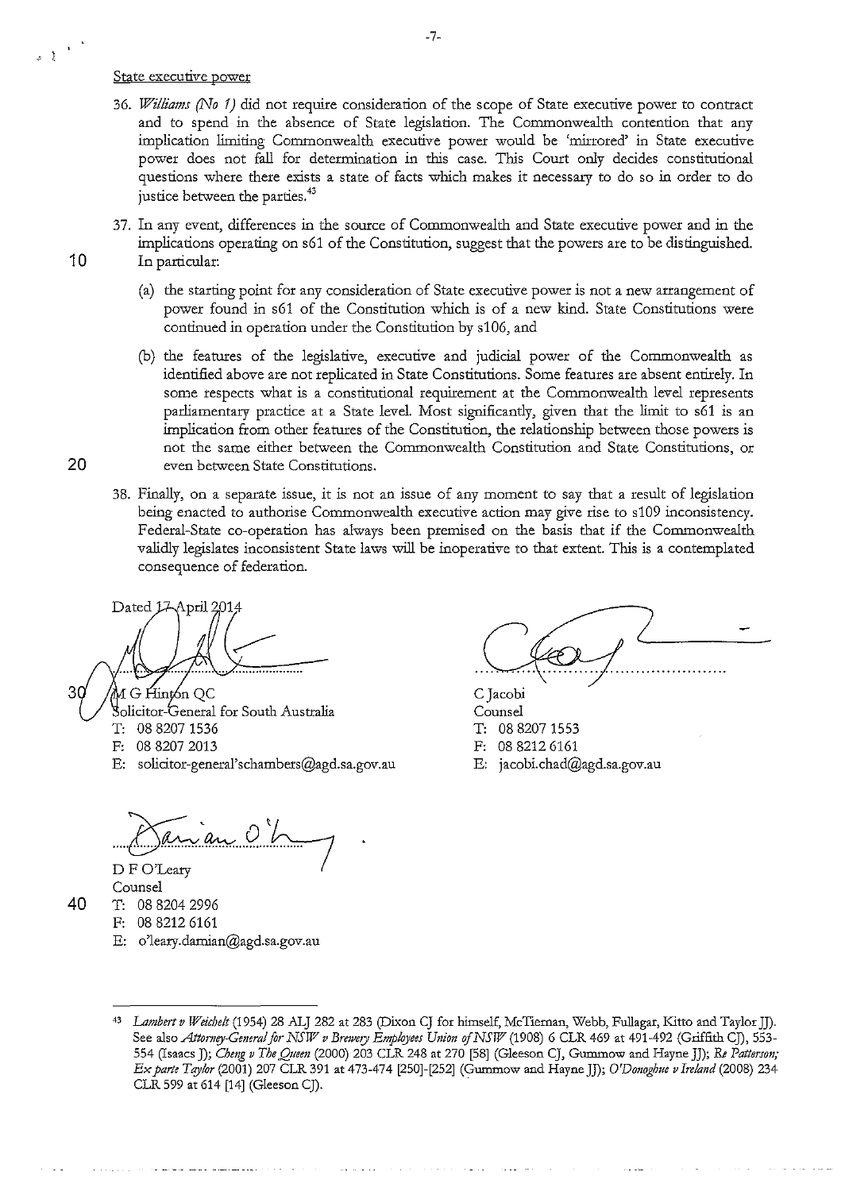State executive power

36. *Williams (No 1)* did not require consideration of the scope of State executive power to contract and to spend in the absence of State legislation. The Commonwealth contention that any implication limiting Commonwealth executive power would be 'mirrored' in State executive power does not fall for determination in this case. This Court only decides constitutional questions where there exists a state of facts which makes it necessary to do so in order to do justice between the parties.[43]

37. In any event, differences in the source of Commonwealth and State executive power and in the implications operating on s61 of the Constitution, suggest that the powers are to be distinguished. In particular:

    (a) the starting point for any consideration of State executive power is not a new arrangement of power found in s61 of the Constitution which is of a new kind. State Constitutions were continued in operation under the Constitution by s106, and

    (b) the features of the legislative, executive and judicial power of the Commonwealth as identified above are not replicated in State Constitutions. Some features are absent entirely. In some respects what is a constitutional requirement at the Commonwealth level represents parliamentary practice at a State level. Most significantly, given that the limit to s61 is an implication from other features of the Constitution, the relationship between those powers is not the same either between the Commonwealth Constitution and State Constitutions, or even between State Constitutions.

38. Finally, on a separate issue, it is not an issue of any moment to say that a result of legislation being enacted to authorise Commonwealth executive action may give rise to s109 inconsistency. Federal-State co-operation has always been premised on the basis that if the Commonwealth validly legislates inconsistent State laws will be inoperative to that extent. This is a contemplated consequence of federation.

Dated 17 April 2014

M G Hinton QC
Solicitor-General for South Australia
T: 08 8207 1536
F: 08 8207 2013
E: solicitor-general'schambers@agd.sa.gov.au

C Jacobi
Counsel
T: 08 8207 1553
F: 08 8212 6161
E: jacobi.chad@agd.sa.gov.au

D F O'Leary
Counsel
T: 08 8204 2996
F: 08 8212 6161
E: o'leary.damian@agd.sa.gov.au

---

[43] *Lambert v Weichelt* (1954) 28 ALJ 282 at 283 (Dixon CJ for himself, McTiernan, Webb, Fullagar, Kitto and Taylor JJ). See also *Attorney-General for NSW v Brewery Employees Union of NSW* (1908) 6 CLR 469 at 491-492 (Griffith CJ), 553-554 (Isaacs J); *Cheng v The Queen* (2000) 203 CLR 248 at 270 [58] (Gleeson CJ, Gummow and Hayne JJ); *Re Patterson; Ex parte Taylor* (2001) 207 CLR 391 at 473-474 [250]-[252] (Gummow and Hayne JJ); *O'Donoghue v Ireland* (2008) 234 CLR 599 at 614 [14] (Gleeson CJ).